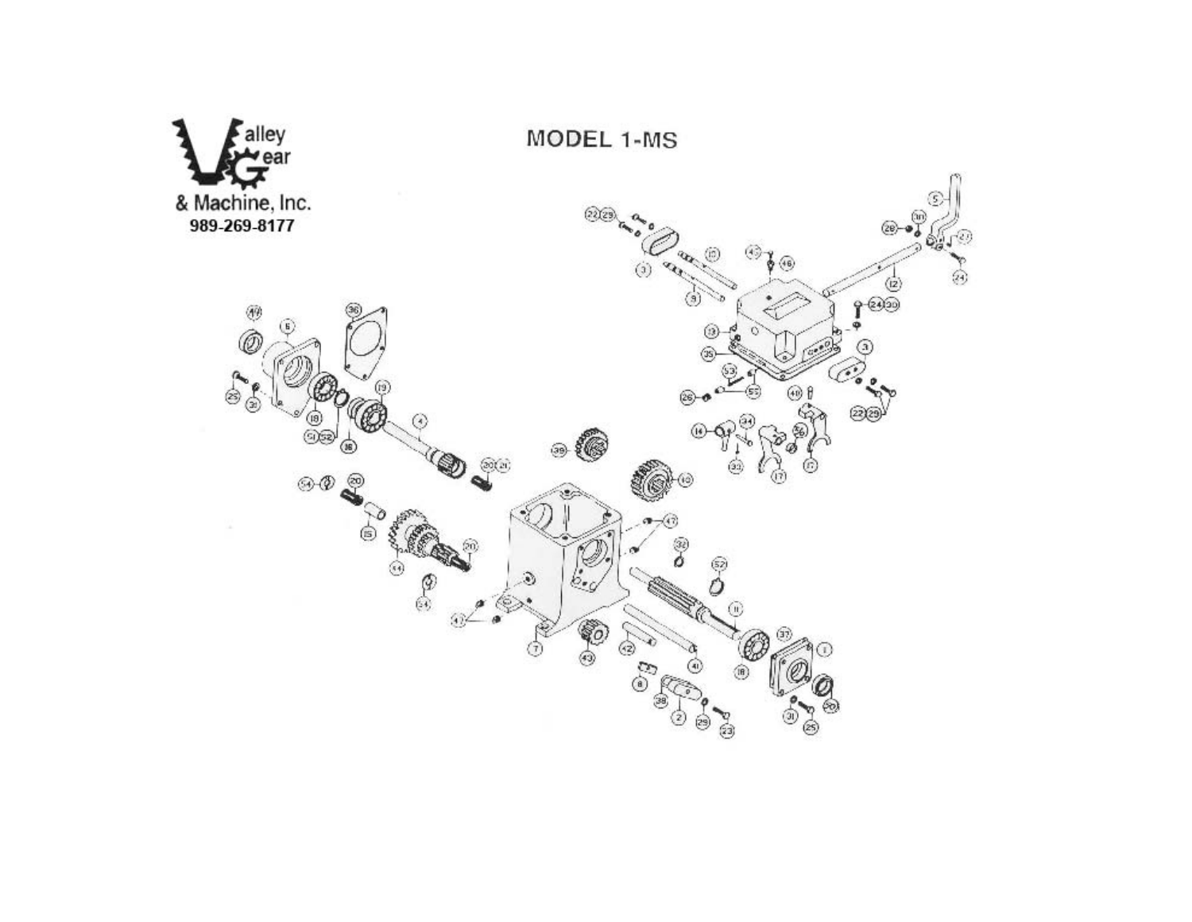Valley Gear & Machine, Inc.
989-269-8177

# MODEL 1-MS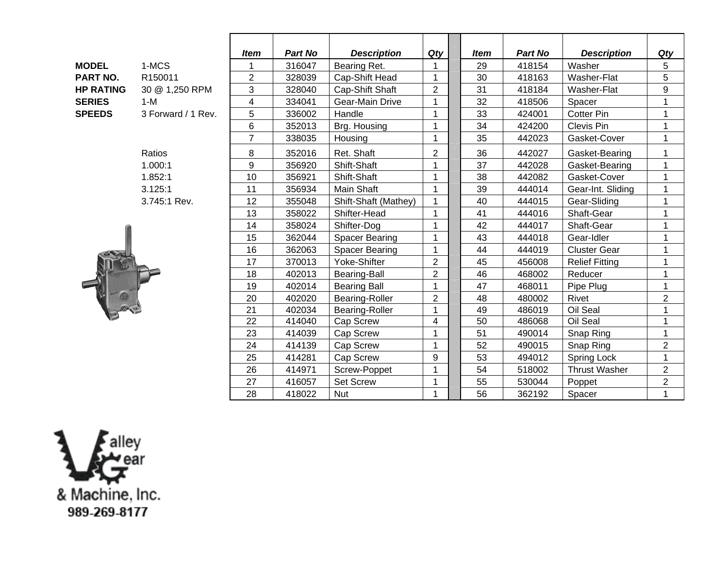| | |
|---|---|
| **MODEL** | 1-MCS |
| **PART NO.** | R150011 |
| **HP RATING** | 30 @ 1,250 RPM |
| **SERIES** | 1-M |
| **SPEEDS** | 3 Forward / 1 Rev. |

Ratios
1.000:1
1.852:1
3.125:1
3.745:1 Rev.

| Item | Part No | Description | Qty | Item | Part No | Description | Qty |
|---|---|---|---|---|---|---|---|
| 1 | 316047 | Bearing Ret. | 1 | 29 | 418154 | Washer | 5 |
| 2 | 328039 | Cap-Shift Head | 1 | 30 | 418163 | Washer-Flat | 5 |
| 3 | 328040 | Cap-Shift Shaft | 2 | 31 | 418184 | Washer-Flat | 9 |
| 4 | 334041 | Gear-Main Drive | 1 | 32 | 418506 | Spacer | 1 |
| 5 | 336002 | Handle | 1 | 33 | 424001 | Cotter Pin | 1 |
| 6 | 352013 | Brg. Housing | 1 | 34 | 424200 | Clevis Pin | 1 |
| 7 | 338035 | Housing | 1 | 35 | 442023 | Gasket-Cover | 1 |
| 8 | 352016 | Ret. Shaft | 2 | 36 | 442027 | Gasket-Bearing | 1 |
| 9 | 356920 | Shift-Shaft | 1 | 37 | 442028 | Gasket-Bearing | 1 |
| 10 | 356921 | Shift-Shaft | 1 | 38 | 442082 | Gasket-Cover | 1 |
| 11 | 356934 | Main Shaft | 1 | 39 | 444014 | Gear-Int. Sliding | 1 |
| 12 | 355048 | Shift-Shaft (Mathey) | 1 | 40 | 444015 | Gear-Sliding | 1 |
| 13 | 358022 | Shifter-Head | 1 | 41 | 444016 | Shaft-Gear | 1 |
| 14 | 358024 | Shifter-Dog | 1 | 42 | 444017 | Shaft-Gear | 1 |
| 15 | 362044 | Spacer Bearing | 1 | 43 | 444018 | Gear-Idler | 1 |
| 16 | 362063 | Spacer Bearing | 1 | 44 | 444019 | Cluster Gear | 1 |
| 17 | 370013 | Yoke-Shifter | 2 | 45 | 456008 | Relief Fitting | 1 |
| 18 | 402013 | Bearing-Ball | 2 | 46 | 468002 | Reducer | 1 |
| 19 | 402014 | Bearing Ball | 1 | 47 | 468011 | Pipe Plug | 1 |
| 20 | 402020 | Bearing-Roller | 2 | 48 | 480002 | Rivet | 2 |
| 21 | 402034 | Bearing-Roller | 1 | 49 | 486019 | Oil Seal | 1 |
| 22 | 414040 | Cap Screw | 4 | 50 | 486068 | Oil Seal | 1 |
| 23 | 414039 | Cap Screw | 1 | 51 | 490014 | Snap Ring | 1 |
| 24 | 414139 | Cap Screw | 1 | 52 | 490015 | Snap Ring | 2 |
| 25 | 414281 | Cap Screw | 9 | 53 | 494012 | Spring Lock | 1 |
| 26 | 414971 | Screw-Poppet | 1 | 54 | 518002 | Thrust Washer | 2 |
| 27 | 416057 | Set Screw | 1 | 55 | 530044 | Poppet | 2 |
| 28 | 418022 | Nut | 1 | 56 | 362192 | Spacer | 1 |

Valley Gear & Machine, Inc.
989-269-8177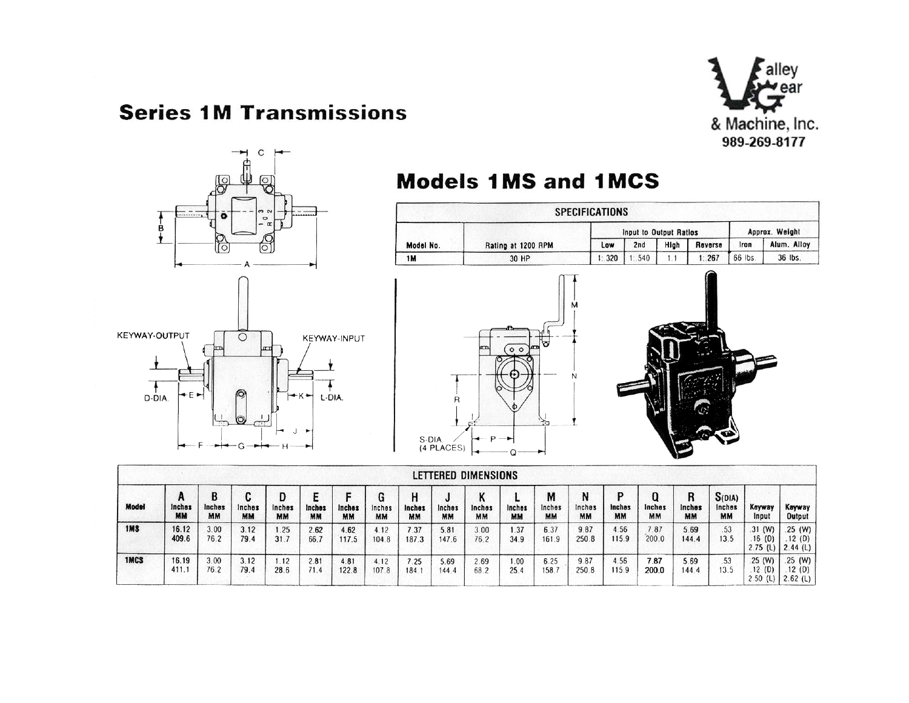Valley Gear & Machine, Inc.
989-269-8177

# Series 1M Transmissions

## Models 1MS and 1MCS

| SPECIFICATIONS | | | | | | | |
|---|---|---|---|---|---|---|---|
| Model No. | Rating at 1200 RPM | Input to Output Ratios | | | | Approx. Weight | |
| | | Low | 2nd | High | Reverse | Iron | Alum. Alloy |
| 1M | 30 HP | 1:.320 | 1:.540 | 1:1 | 1:.267 | 66 lbs. | 36 lbs. |

C
B
A
KEYWAY-OUTPUT
KEYWAY-INPUT
D-DIA.
E
K
L-DIA.
J
F
G
H
M
N
R
S-DIA. (4 PLACES)
P
Q

| LETTERED DIMENSIONS | | | | | | | | | | | | | | | | | | | |
|---|---|---|---|---|---|---|---|---|---|---|---|---|---|---|---|---|---|---|---|
| Model | A Inches MM | B Inches MM | C Inches MM | D Inches MM | E Inches MM | F Inches MM | G Inches MM | H Inches MM | J Inches MM | K Inches MM | L Inches MM | M Inches MM | N Inches MM | P Inches MM | Q Inches MM | R Inches MM | S(DIA) Inches MM | Keyway Input | Keyway Output |
| 1MS | 16.12 409.6 | 3.00 76.2 | 3.12 79.4 | 1.25 31.7 | 2.62 66.7 | 4.62 117.5 | 4.12 104.8 | 7.37 187.3 | 5.81 147.6 | 3.00 76.2 | 1.37 34.9 | 6.37 161.9 | 9.87 250.8 | 4.56 115.9 | 7.87 200.0 | 5.69 144.4 | .53 13.5 | .31 (W) .16 (D) 2.75 (L) | .25 (W) .12 (D) 2.44 (L) |
| 1MCS | 16.19 411.1 | 3.00 76.2 | 3.12 79.4 | 1.12 28.6 | 2.81 71.4 | 4.81 122.8 | 4.12 107.8 | 7.25 184.1 | 5.69 144.4 | 2.69 68.2 | 1.00 25.4 | 6.25 158.7 | 9.87 250.8 | 4.56 115.9 | 7.87 200.0 | 5.69 144.4 | .53 13.5 | .25 (W) .12 (D) 2.50 (L) | .25 (W) .12 (D) 2.62 (L) |